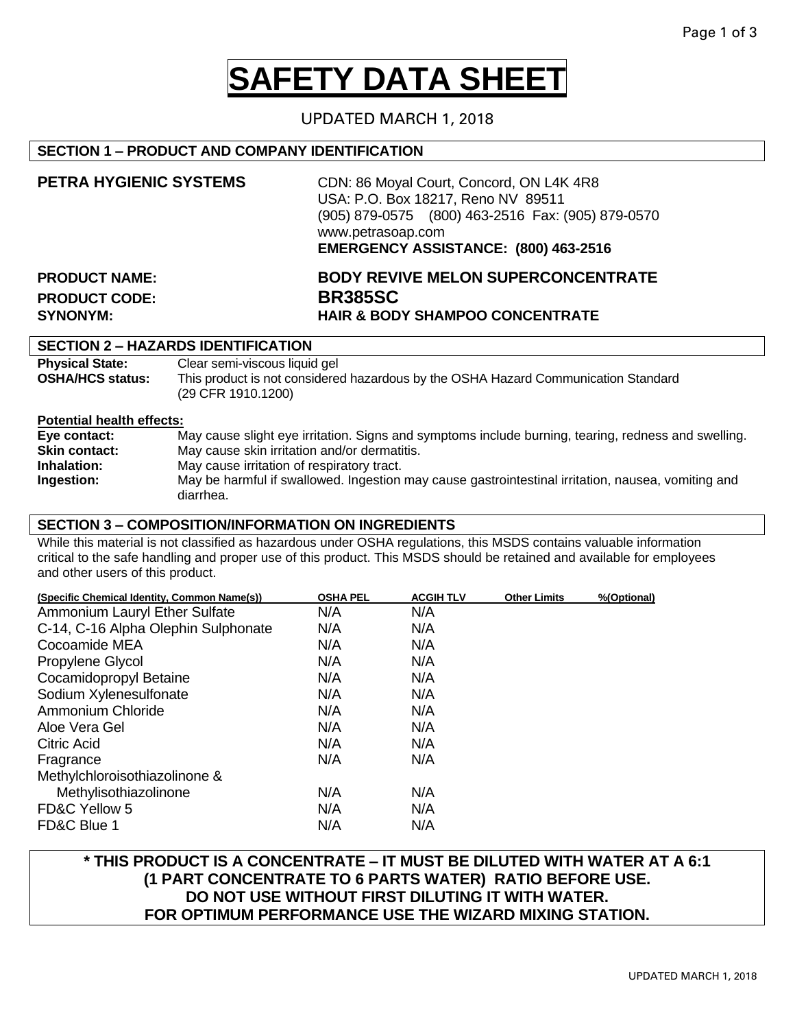# SAFETY DATA SHEET

UPDATED MARCH 1, 2018

## SECTION 1 – PRODUCT AND COMPANY IDENTIFICATION

**PETRA HYGIENIC SYSTEMS**

CDN: 86 Moyal Court, Concord, ON L4K 4R8
USA: P.O. Box 18217, Reno NV 89511
(905) 879-0575 (800) 463-2516 Fax: (905) 879-0570
www.petrasoap.com
**EMERGENCY ASSISTANCE: (800) 463-2516**

**PRODUCT NAME:** **BODY REVIVE MELON SUPERCONCENTRATE**
**PRODUCT CODE:** **BR385SC**
**SYNONYM:** **HAIR & BODY SHAMPOO CONCENTRATE**

## SECTION 2 – HAZARDS IDENTIFICATION

**Physical State:** Clear semi-viscous liquid gel
**OSHA/HCS status:** This product is not considered hazardous by the OSHA Hazard Communication Standard (29 CFR 1910.1200)

**Potential health effects:**

**Eye contact:** May cause slight eye irritation. Signs and symptoms include burning, tearing, redness and swelling.
**Skin contact:** May cause skin irritation and/or dermatitis.
**Inhalation:** May cause irritation of respiratory tract.
**Ingestion:** May be harmful if swallowed. Ingestion may cause gastrointestinal irritation, nausea, vomiting and diarrhea.

## SECTION 3 – COMPOSITION/INFORMATION ON INGREDIENTS

While this material is not classified as hazardous under OSHA regulations, this MSDS contains valuable information critical to the safe handling and proper use of this product. This MSDS should be retained and available for employees and other users of this product.

| (Specific Chemical Identity, Common Name(s)) | OSHA PEL | ACGIH TLV | Other Limits | %(Optional) |
|---|---|---|---|---|
| Ammonium Lauryl Ether Sulfate | N/A | N/A | | |
| C-14, C-16 Alpha Olephin Sulphonate | N/A | N/A | | |
| Cocoamide MEA | N/A | N/A | | |
| Propylene Glycol | N/A | N/A | | |
| Cocamidopropyl Betaine | N/A | N/A | | |
| Sodium Xylenesulfonate | N/A | N/A | | |
| Ammonium Chloride | N/A | N/A | | |
| Aloe Vera Gel | N/A | N/A | | |
| Citric Acid | N/A | N/A | | |
| Fragrance | N/A | N/A | | |
| Methylchloroisothiazolinone & Methylisothiazolinone | N/A | N/A | | |
| FD&C Yellow 5 | N/A | N/A | | |
| FD&C Blue 1 | N/A | N/A | | |

**\* THIS PRODUCT IS A CONCENTRATE – IT MUST BE DILUTED WITH WATER AT A 6:1 (1 PART CONCENTRATE TO 6 PARTS WATER) RATIO BEFORE USE.**
**DO NOT USE WITHOUT FIRST DILUTING IT WITH WATER.**
**FOR OPTIMUM PERFORMANCE USE THE WIZARD MIXING STATION.**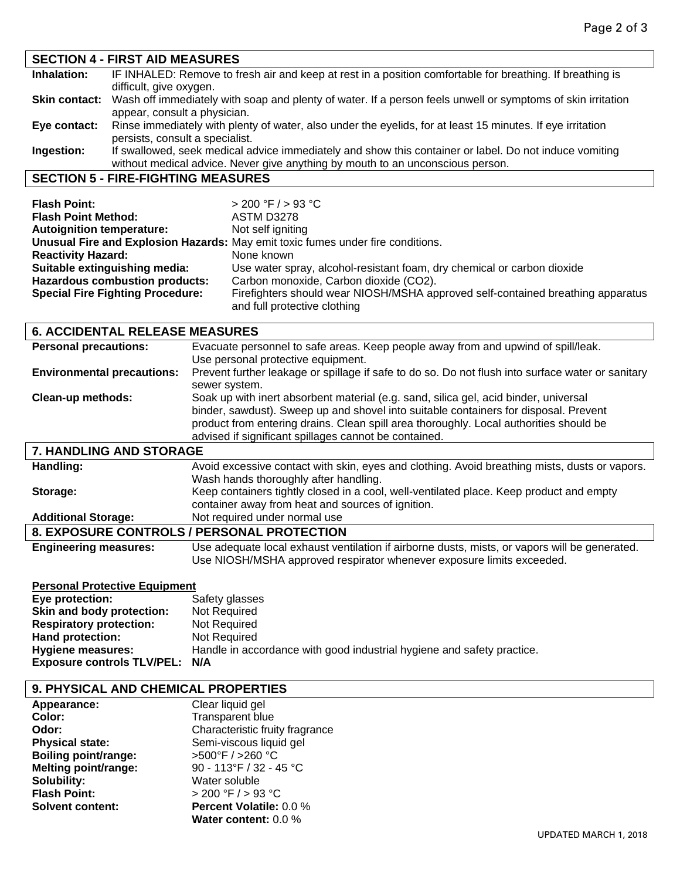## SECTION 4 - FIRST AID MEASURES

| | |
|---|---|
| **Inhalation:** | IF INHALED: Remove to fresh air and keep at rest in a position comfortable for breathing. If breathing is difficult, give oxygen. |
| **Skin contact:** | Wash off immediately with soap and plenty of water. If a person feels unwell or symptoms of skin irritation appear, consult a physician. |
| **Eye contact:** | Rinse immediately with plenty of water, also under the eyelids, for at least 15 minutes. If eye irritation persists, consult a specialist. |
| **Ingestion:** | If swallowed, seek medical advice immediately and show this container or label. Do not induce vomiting without medical advice. Never give anything by mouth to an unconscious person. |

## SECTION 5 - FIRE-FIGHTING MEASURES

| | |
|---|---|
| **Flash Point:** | > 200 °F / > 93 °C |
| **Flash Point Method:** | ASTM D3278 |
| **Autoignition temperature:** | Not self igniting |
| **Unusual Fire and Explosion Hazards:** | May emit toxic fumes under fire conditions. |
| **Reactivity Hazard:** | None known |
| **Suitable extinguishing media:** | Use water spray, alcohol-resistant foam, dry chemical or carbon dioxide |
| **Hazardous combustion products:** | Carbon monoxide, Carbon dioxide ($CO_2$). |
| **Special Fire Fighting Procedure:** | Firefighters should wear NIOSH/MSHA approved self-contained breathing apparatus and full protective clothing |

## 6. ACCIDENTAL RELEASE MEASURES

| | |
|---|---|
| **Personal precautions:** | Evacuate personnel to safe areas. Keep people away from and upwind of spill/leak. Use personal protective equipment. |
| **Environmental precautions:** | Prevent further leakage or spillage if safe to do so. Do not flush into surface water or sanitary sewer system. |
| **Clean-up methods:** | Soak up with inert absorbent material (e.g. sand, silica gel, acid binder, universal binder, sawdust). Sweep up and shovel into suitable containers for disposal. Prevent product from entering drains. Clean spill area thoroughly. Local authorities should be advised if significant spillages cannot be contained. |

## 7. HANDLING AND STORAGE

| | |
|---|---|
| **Handling:** | Avoid excessive contact with skin, eyes and clothing. Avoid breathing mists, dusts or vapors. Wash hands thoroughly after handling. |
| **Storage:** | Keep containers tightly closed in a cool, well-ventilated place. Keep product and empty container away from heat and sources of ignition. |
| **Additional Storage:** | Not required under normal use |

## 8. EXPOSURE CONTROLS / PERSONAL PROTECTION

| | |
|---|---|
| **Engineering measures:** | Use adequate local exhaust ventilation if airborne dusts, mists, or vapors will be generated. Use NIOSH/MSHA approved respirator whenever exposure limits exceeded. |

**Personal Protective Equipment**

| | |
|---|---|
| **Eye protection:** | Safety glasses |
| **Skin and body protection:** | Not Required |
| **Respiratory protection:** | Not Required |
| **Hand protection:** | Not Required |
| **Hygiene measures:** | Handle in accordance with good industrial hygiene and safety practice. |
| **Exposure controls TLV/PEL:** | **N/A** |

## 9. PHYSICAL AND CHEMICAL PROPERTIES

| | |
|---|---|
| **Appearance:** | Clear liquid gel |
| **Color:** | Transparent blue |
| **Odor:** | Characteristic fruity fragrance |
| **Physical state:** | Semi-viscous liquid gel |
| **Boiling point/range:** | >500°F / >260 °C |
| **Melting point/range:** | 90 - 113°F / 32 - 45 °C |
| **Solubility:** | Water soluble |
| **Flash Point:** | > 200 °F / > 93 °C |
| **Solvent content:** | **Percent Volatile:** 0.0 % |
| | **Water content:** 0.0 % |

UPDATED MARCH 1, 2018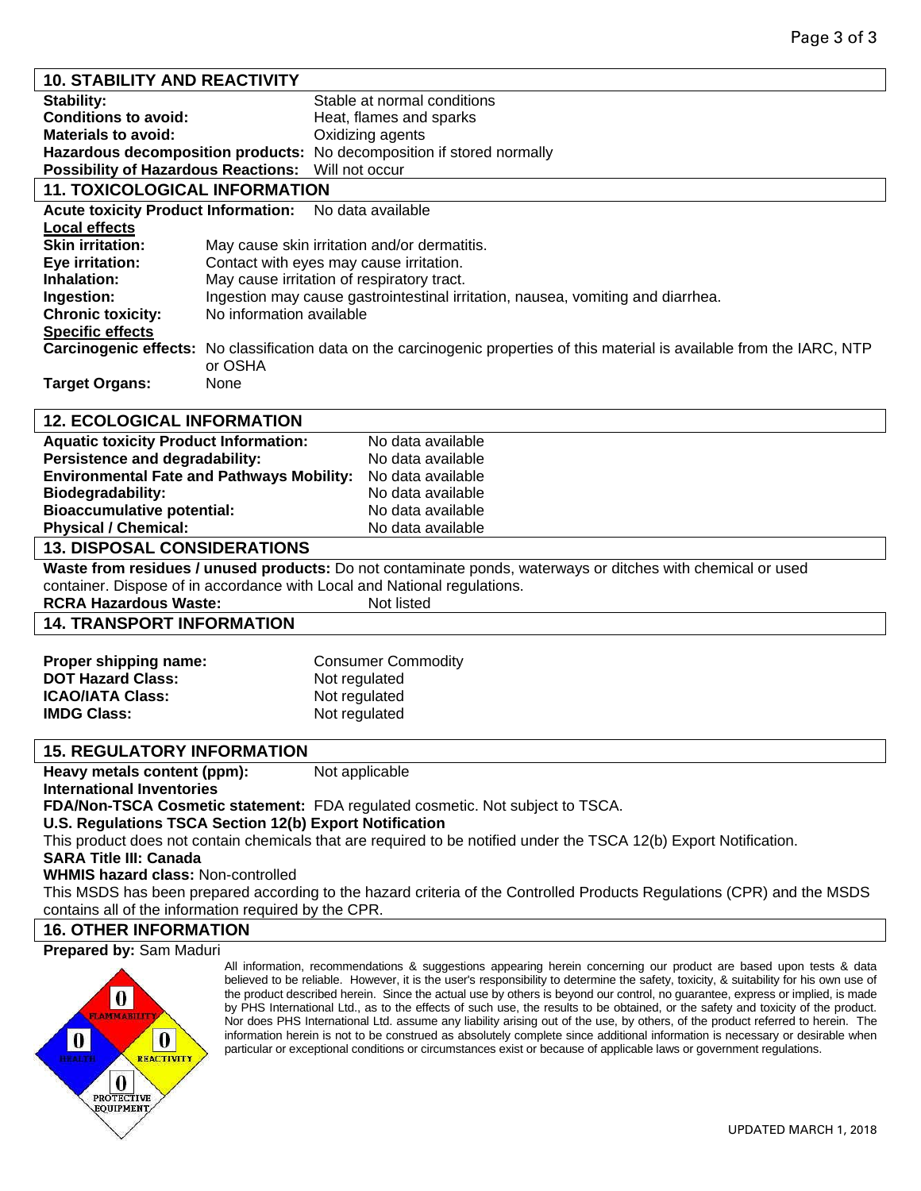## 10. STABILITY AND REACTIVITY

| | |
|---|---|
| **Stability:** | Stable at normal conditions |
| **Conditions to avoid:** | Heat, flames and sparks |
| **Materials to avoid:** | Oxidizing agents |
| **Hazardous decomposition products:** | No decomposition if stored normally |
| **Possibility of Hazardous Reactions:** | Will not occur |

## 11. TOXICOLOGICAL INFORMATION

**Acute toxicity Product Information:** No data available

**Local effects**

| | |
|---|---|
| **Skin irritation:** | May cause skin irritation and/or dermatitis. |
| **Eye irritation:** | Contact with eyes may cause irritation. |
| **Inhalation:** | May cause irritation of respiratory tract. |
| **Ingestion:** | Ingestion may cause gastrointestinal irritation, nausea, vomiting and diarrhea. |
| **Chronic toxicity:** | No information available |

**Specific effects**

| | |
|---|---|
| **Carcinogenic effects:** | No classification data on the carcinogenic properties of this material is available from the IARC, NTP or OSHA |
| **Target Organs:** | None |

## 12. ECOLOGICAL INFORMATION

| | |
|---|---|
| **Aquatic toxicity Product Information:** | No data available |
| **Persistence and degradability:** | No data available |
| **Environmental Fate and Pathways Mobility:** | No data available |
| **Biodegradability:** | No data available |
| **Bioaccumulative potential:** | No data available |
| **Physical / Chemical:** | No data available |

## 13. DISPOSAL CONSIDERATIONS

**Waste from residues / unused products:** Do not contaminate ponds, waterways or ditches with chemical or used container. Dispose of in accordance with Local and National regulations.

**RCRA Hazardous Waste:** Not listed

## 14. TRANSPORT INFORMATION

| | |
|---|---|
| **Proper shipping name:** | Consumer Commodity |
| **DOT Hazard Class:** | Not regulated |
| **ICAO/IATA Class:** | Not regulated |
| **IMDG Class:** | Not regulated |

## 15. REGULATORY INFORMATION

**Heavy metals content (ppm):** Not applicable

**International Inventories**

**FDA/Non-TSCA Cosmetic statement:** FDA regulated cosmetic. Not subject to TSCA.

**U.S. Regulations TSCA Section 12(b) Export Notification**

This product does not contain chemicals that are required to be notified under the TSCA 12(b) Export Notification.

**SARA Title III: Canada**

**WHMIS hazard class:** Non-controlled

This MSDS has been prepared according to the hazard criteria of the Controlled Products Regulations (CPR) and the MSDS contains all of the information required by the CPR.

## 16. OTHER INFORMATION

**Prepared by:** Sam Maduri

0
FLAMMABILITY
0
HEALTH
0
REACTIVITY
0
PROTECTIVE EQUIPMENT

All information, recommendations & suggestions appearing herein concerning our product are based upon tests & data believed to be reliable. However, it is the user's responsibility to determine the safety, toxicity, & suitability for his own use of the product described herein. Since the actual use by others is beyond our control, no guarantee, express or implied, is made by PHS International Ltd., as to the effects of such use, the results to be obtained, or the safety and toxicity of the product. Nor does PHS International Ltd. assume any liability arising out of the use, by others, of the product referred to herein. The information herein is not to be construed as absolutely complete since additional information is necessary or desirable when particular or exceptional conditions or circumstances exist or because of applicable laws or government regulations.

UPDATED MARCH 1, 2018